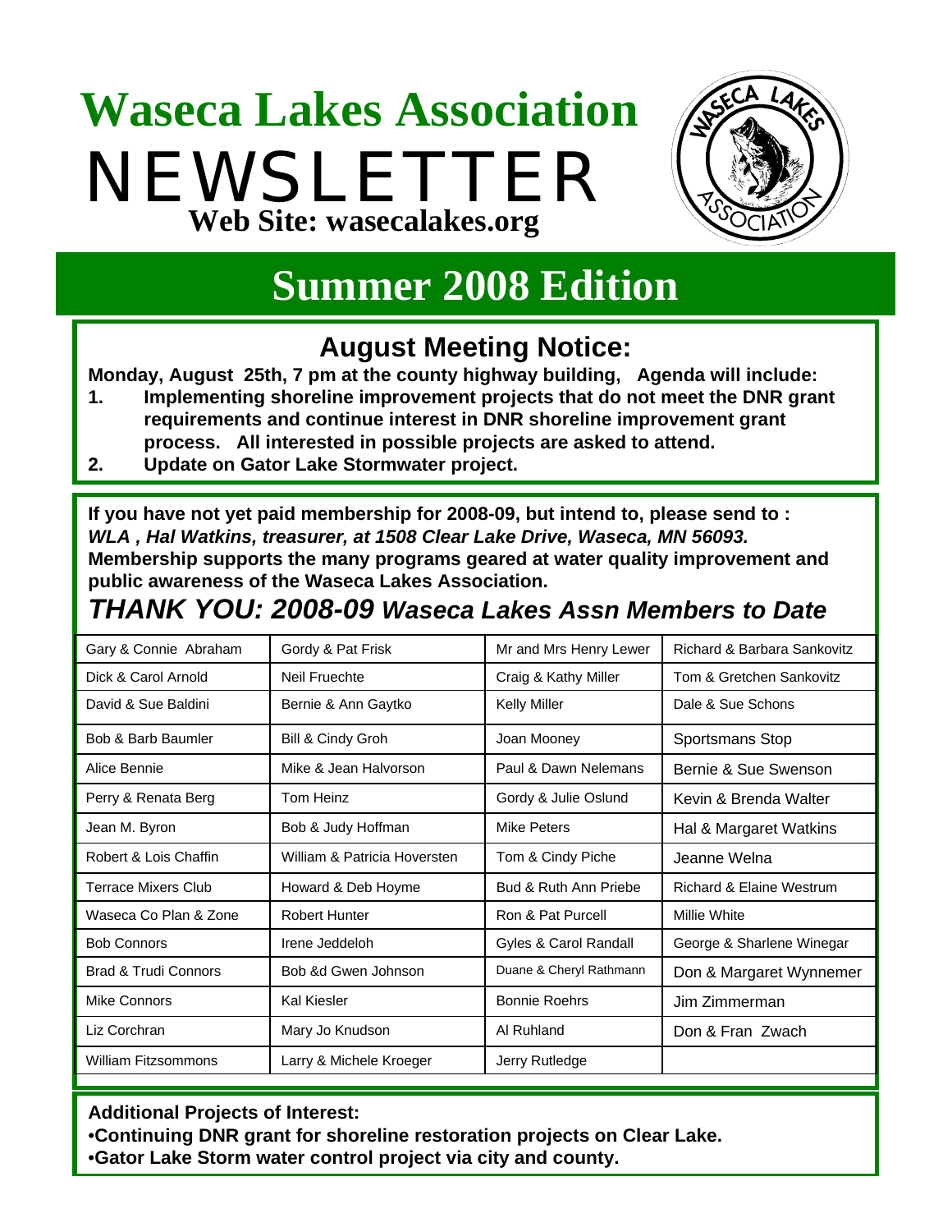# Waseca Lakes Association

# NEWSLETTER

**Web Site: wasecalakes.org**

## Summer 2008 Edition

## August Meeting Notice:

**Monday, August 25th, 7 pm at the county highway building, Agenda will include:**

1. **Implementing shoreline improvement projects that do not meet the DNR grant requirements and continue interest in DNR shoreline improvement grant process. All interested in possible projects are asked to attend.**
2. **Update on Gator Lake Stormwater project.**

**If you have not yet paid membership for 2008-09, but intend to, please send to :**
***WLA , Hal Watkins, treasurer, at 1508 Clear Lake Drive, Waseca, MN 56093.***
**Membership supports the many programs geared at water quality improvement and public awareness of the Waseca Lakes Association.**

### *THANK YOU: 2008-09 Waseca Lakes Assn Members to Date*

| | | | |
|---|---|---|---|
| Gary & Connie Abraham | Gordy & Pat Frisk | Mr and Mrs Henry Lewer | Richard & Barbara Sankovitz |
| Dick & Carol Arnold | Neil Fruechte | Craig & Kathy Miller | Tom & Gretchen Sankovitz |
| David & Sue Baldini | Bernie & Ann Gaytko | Kelly Miller | Dale & Sue Schons |
| Bob & Barb Baumler | Bill & Cindy Groh | Joan Mooney | Sportsmans Stop |
| Alice Bennie | Mike & Jean Halvorson | Paul & Dawn Nelemans | Bernie & Sue Swenson |
| Perry & Renata Berg | Tom Heinz | Gordy & Julie Oslund | Kevin & Brenda Walter |
| Jean M. Byron | Bob & Judy Hoffman | Mike Peters | Hal & Margaret Watkins |
| Robert & Lois Chaffin | William & Patricia Hoversten | Tom & Cindy Piche | Jeanne Welna |
| Terrace Mixers Club | Howard & Deb Hoyme | Bud & Ruth Ann Priebe | Richard & Elaine Westrum |
| Waseca Co Plan & Zone | Robert Hunter | Ron & Pat Purcell | Millie White |
| Bob Connors | Irene Jeddeloh | Gyles & Carol Randall | George & Sharlene Winegar |
| Brad & Trudi Connors | Bob &d Gwen Johnson | Duane & Cheryl Rathmann | Don & Margaret Wynnemer |
| Mike Connors | Kal Kiesler | Bonnie Roehrs | Jim Zimmerman |
| Liz Corchran | Mary Jo Knudson | Al Ruhland | Don & Fran Zwach |
| William Fitzsommons | Larry & Michele Kroeger | Jerry Rutledge | |

**Additional Projects of Interest:**

- **Continuing DNR grant for shoreline restoration projects on Clear Lake.**
- **Gator Lake Storm water control project via city and county.**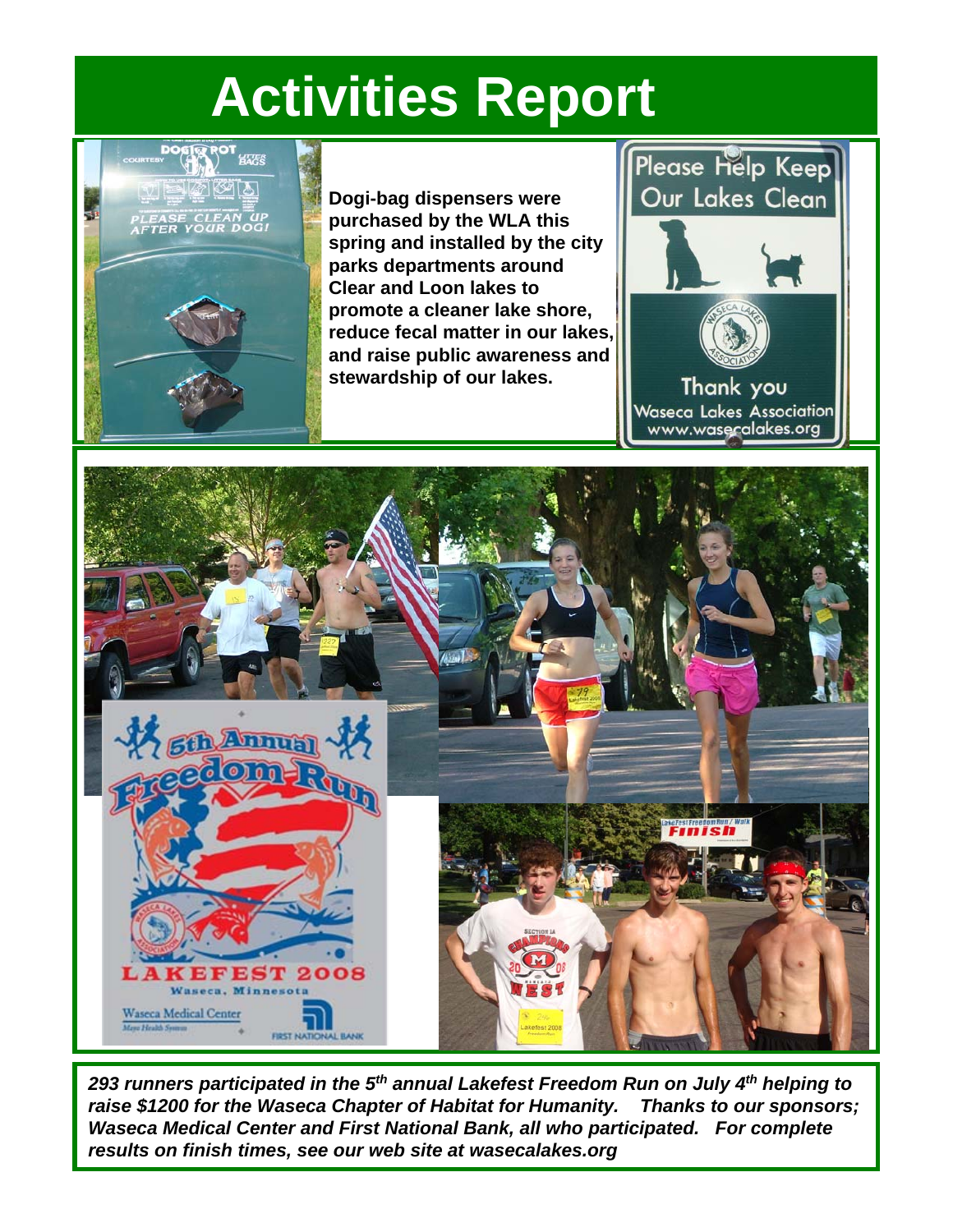# Activities Report

**Dogi-bag dispensers were purchased by the WLA this spring and installed by the city parks departments around Clear and Loon lakes to promote a cleaner lake shore, reduce fecal matter in our lakes, and raise public awareness and stewardship of our lakes.**

***293 runners participated in the 5th annual Lakefest Freedom Run on July 4th helping to raise $1200 for the Waseca Chapter of Habitat for Humanity. Thanks to our sponsors; Waseca Medical Center and First National Bank, all who participated. For complete results on finish times, see our web site at wasecalakes.org***